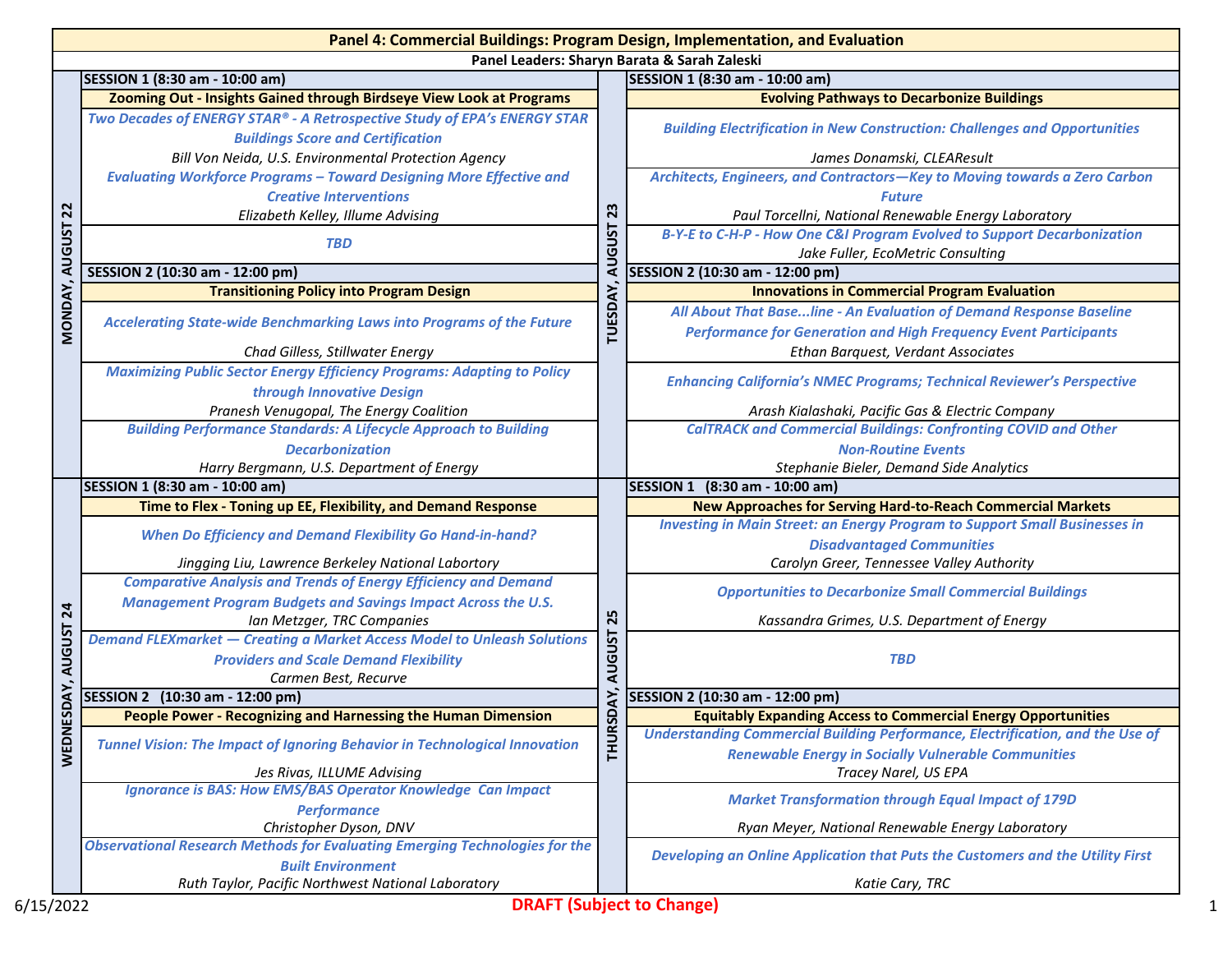# Panel 4: Commercial Buildings: Program Design, Implementation, and Evaluation

**Panel Leaders: Sharyn Barata & Sarah Zaleski**

## MONDAY, AUGUST 22

### SESSION 1 (8:30 am - 10:00 am)

**Zooming Out - Insights Gained through Birdseye View Look at Programs**

- ***Two Decades of ENERGY STAR® - A Retrospective Study of EPA's ENERGY STAR Buildings Score and Certification***
  *Bill Von Neida, U.S. Environmental Protection Agency*
- ***Evaluating Workforce Programs – Toward Designing More Effective and Creative Interventions***
  *Elizabeth Kelley, Illume Advising*
- ***TBD***

### SESSION 2 (10:30 am - 12:00 pm)

**Transitioning Policy into Program Design**

- ***Accelerating State-wide Benchmarking Laws into Programs of the Future***
  *Chad Gilless, Stillwater Energy*
- ***Maximizing Public Sector Energy Efficiency Programs: Adapting to Policy through Innovative Design***
  *Pranesh Venugopal, The Energy Coalition*
- ***Building Performance Standards: A Lifecycle Approach to Building Decarbonization***
  *Harry Bergmann, U.S. Department of Energy*

## TUESDAY, AUGUST 23

### SESSION 1 (8:30 am - 10:00 am)

**Evolving Pathways to Decarbonize Buildings**

- ***Building Electrification in New Construction: Challenges and Opportunities***
  *James Donamski, CLEAResult*
- ***Architects, Engineers, and Contractors—Key to Moving towards a Zero Carbon Future***
  *Paul Torcellni, National Renewable Energy Laboratory*
- ***B-Y-E to C-H-P - How One C&I Program Evolved to Support Decarbonization***
  *Jake Fuller, EcoMetric Consulting*

### SESSION 2 (10:30 am - 12:00 pm)

**Innovations in Commercial Program Evaluation**

- ***All About That Base...line - An Evaluation of Demand Response Baseline Performance for Generation and High Frequency Event Participants***
  *Ethan Barquest, Verdant Associates*
- ***Enhancing California's NMEC Programs; Technical Reviewer's Perspective***
  *Arash Kialashaki, Pacific Gas & Electric Company*
- ***CalTRACK and Commercial Buildings: Confronting COVID and Other Non-Routine Events***
  *Stephanie Bieler, Demand Side Analytics*

## WEDNESDAY, AUGUST 24

### SESSION 1 (8:30 am - 10:00 am)

**Time to Flex - Toning up EE, Flexibility, and Demand Response**

- ***When Do Efficiency and Demand Flexibility Go Hand-in-hand?***
  *Jingging Liu, Lawrence Berkeley National Labortory*
- ***Comparative Analysis and Trends of Energy Efficiency and Demand Management Program Budgets and Savings Impact Across the U.S.***
  *Ian Metzger, TRC Companies*
- ***Demand FLEXmarket — Creating a Market Access Model to Unleash Solutions Providers and Scale Demand Flexibility***
  *Carmen Best, Recurve*

### SESSION 2 (10:30 am - 12:00 pm)

**People Power - Recognizing and Harnessing the Human Dimension**

- ***Tunnel Vision: The Impact of Ignoring Behavior in Technological Innovation***
  *Jes Rivas, ILLUME Advising*
- ***Ignorance is BAS: How EMS/BAS Operator Knowledge Can Impact Performance***
  *Christopher Dyson, DNV*
- ***Observational Research Methods for Evaluating Emerging Technologies for the Built Environment***
  *Ruth Taylor, Pacific Northwest National Laboratory*

## THURSDAY, AUGUST 25

### SESSION 1 (8:30 am - 10:00 am)

**New Approaches for Serving Hard-to-Reach Commercial Markets**

- ***Investing in Main Street: an Energy Program to Support Small Businesses in Disadvantaged Communities***
  *Carolyn Greer, Tennessee Valley Authority*
- ***Opportunities to Decarbonize Small Commercial Buildings***
  *Kassandra Grimes, U.S. Department of Energy*
- ***TBD***

### SESSION 2 (10:30 am - 12:00 pm)

**Equitably Expanding Access to Commercial Energy Opportunities**

- ***Understanding Commercial Building Performance, Electrification, and the Use of Renewable Energy in Socially Vulnerable Communities***
  *Tracey Narel, US EPA*
- ***Market Transformation through Equal Impact of 179D***
  *Ryan Meyer, National Renewable Energy Laboratory*
- ***Developing an Online Application that Puts the Customers and the Utility First***
  *Katie Cary, TRC*

6/15/2022

**DRAFT (Subject to Change)**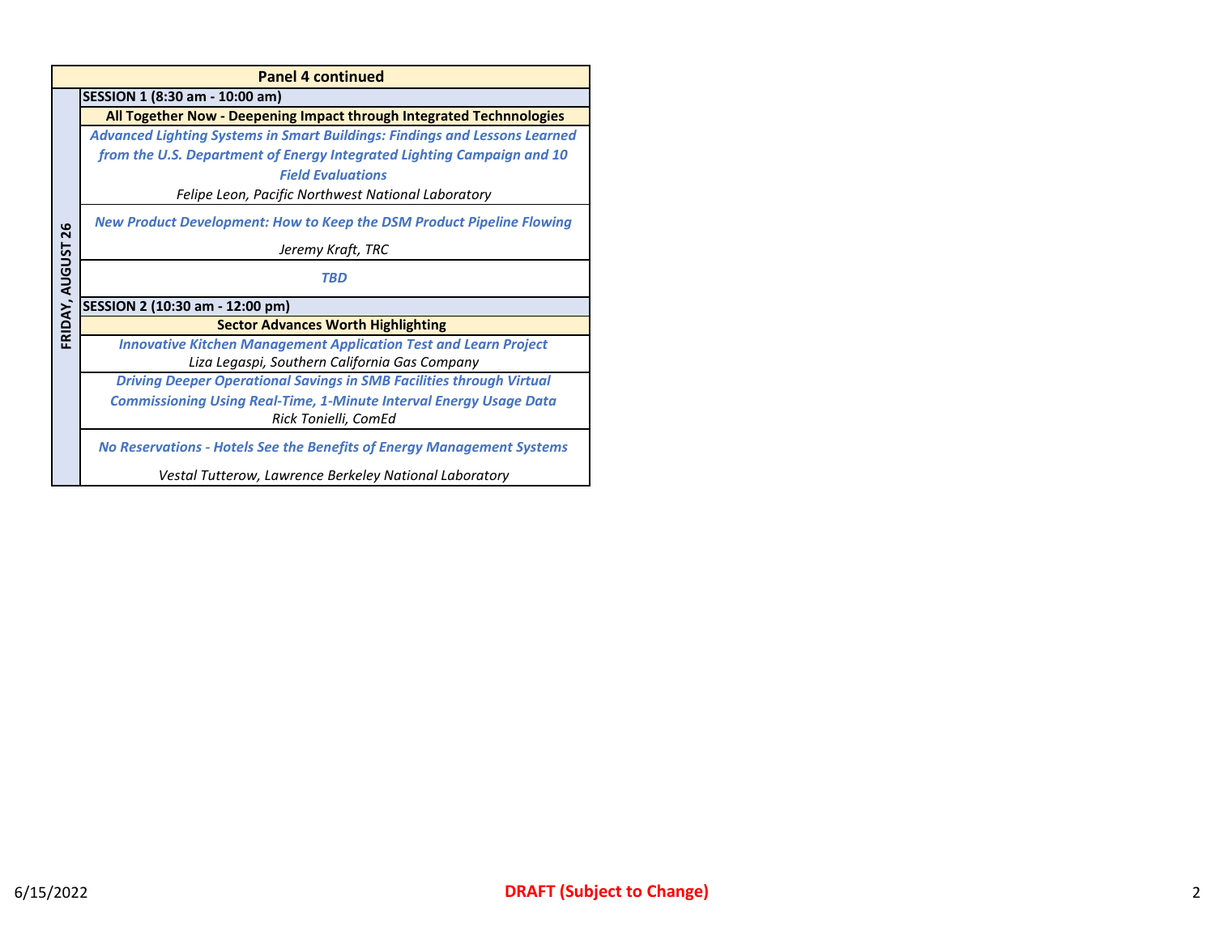| Panel 4 continued | |
|---|---|
| **FRIDAY, AUGUST 26** | **SESSION 1 (8:30 am - 10:00 am)** |
| | **All Together Now - Deepening Impact through Integrated Technnologies** |
| | ***Advanced Lighting Systems in Smart Buildings: Findings and Lessons Learned from the U.S. Department of Energy Integrated Lighting Campaign and 10 Field Evaluations*** <br> *Felipe Leon, Pacific Northwest National Laboratory* |
| | ***New Product Development: How to Keep the DSM Product Pipeline Flowing*** <br> *Jeremy Kraft, TRC* |
| | ***TBD*** |
| | **SESSION 2 (10:30 am - 12:00 pm)** |
| | **Sector Advances Worth Highlighting** |
| | ***Innovative Kitchen Management Application Test and Learn Project*** <br> *Liza Legaspi, Southern California Gas Company* |
| | ***Driving Deeper Operational Savings in SMB Facilities through Virtual Commissioning Using Real-Time, 1-Minute Interval Energy Usage Data*** <br> *Rick Tonielli, ComEd* |
| | ***No Reservations - Hotels See the Benefits of Energy Management Systems*** <br> *Vestal Tutterow, Lawrence Berkeley National Laboratory* |

6/15/2022

**DRAFT (Subject to Change)**